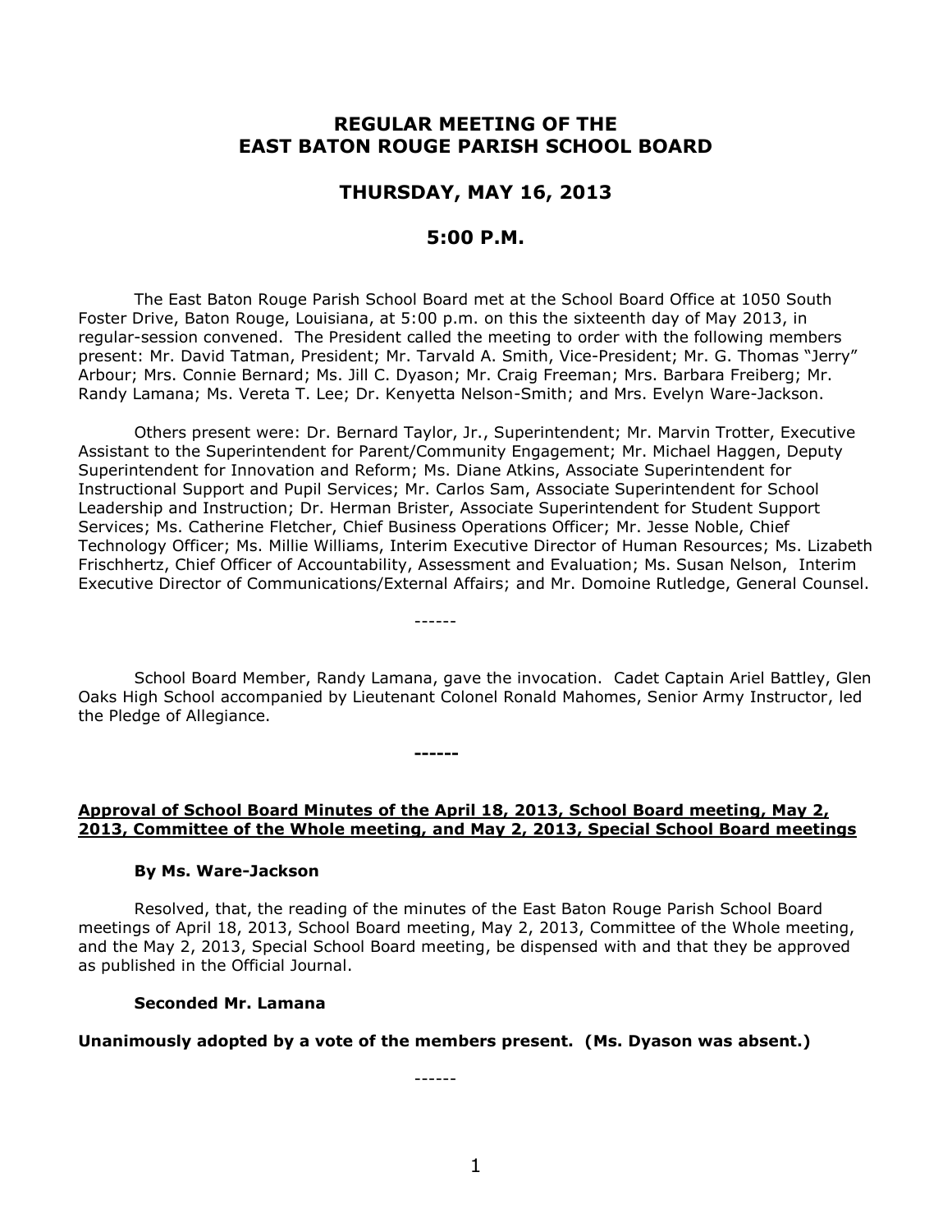# REGULAR MEETING OF THE EAST BATON ROUGE PARISH SCHOOL BOARD

## THURSDAY, MAY 16, 2013

## 5:00 P.M.

The East Baton Rouge Parish School Board met at the School Board Office at 1050 South Foster Drive, Baton Rouge, Louisiana, at 5:00 p.m. on this the sixteenth day of May 2013, in regular-session convened. The President called the meeting to order with the following members present: Mr. David Tatman, President; Mr. Tarvald A. Smith, Vice-President; Mr. G. Thomas "Jerry" Arbour; Mrs. Connie Bernard; Ms. Jill C. Dyason; Mr. Craig Freeman; Mrs. Barbara Freiberg; Mr. Randy Lamana; Ms. Vereta T. Lee; Dr. Kenyetta Nelson-Smith; and Mrs. Evelyn Ware-Jackson.

Others present were: Dr. Bernard Taylor, Jr., Superintendent; Mr. Marvin Trotter, Executive Assistant to the Superintendent for Parent/Community Engagement; Mr. Michael Haggen, Deputy Superintendent for Innovation and Reform; Ms. Diane Atkins, Associate Superintendent for Instructional Support and Pupil Services; Mr. Carlos Sam, Associate Superintendent for School Leadership and Instruction; Dr. Herman Brister, Associate Superintendent for Student Support Services; Ms. Catherine Fletcher, Chief Business Operations Officer; Mr. Jesse Noble, Chief Technology Officer; Ms. Millie Williams, Interim Executive Director of Human Resources; Ms. Lizabeth Frischhertz, Chief Officer of Accountability, Assessment and Evaluation; Ms. Susan Nelson, Interim Executive Director of Communications/External Affairs; and Mr. Domoine Rutledge, General Counsel.

------

School Board Member, Randy Lamana, gave the invocation. Cadet Captain Ariel Battley, Glen Oaks High School accompanied by Lieutenant Colonel Ronald Mahomes, Senior Army Instructor, led the Pledge of Allegiance.

**------**

**Approval of School Board Minutes of the April 18, 2013, School Board meeting, May 2, 2013, Committee of the Whole meeting, and May 2, 2013, Special School Board meetings**

**By Ms. Ware-Jackson**

Resolved, that, the reading of the minutes of the East Baton Rouge Parish School Board meetings of April 18, 2013, School Board meeting, May 2, 2013, Committee of the Whole meeting, and the May 2, 2013, Special School Board meeting, be dispensed with and that they be approved as published in the Official Journal.

**Seconded Mr. Lamana**

**Unanimously adopted by a vote of the members present. (Ms. Dyason was absent.)**

------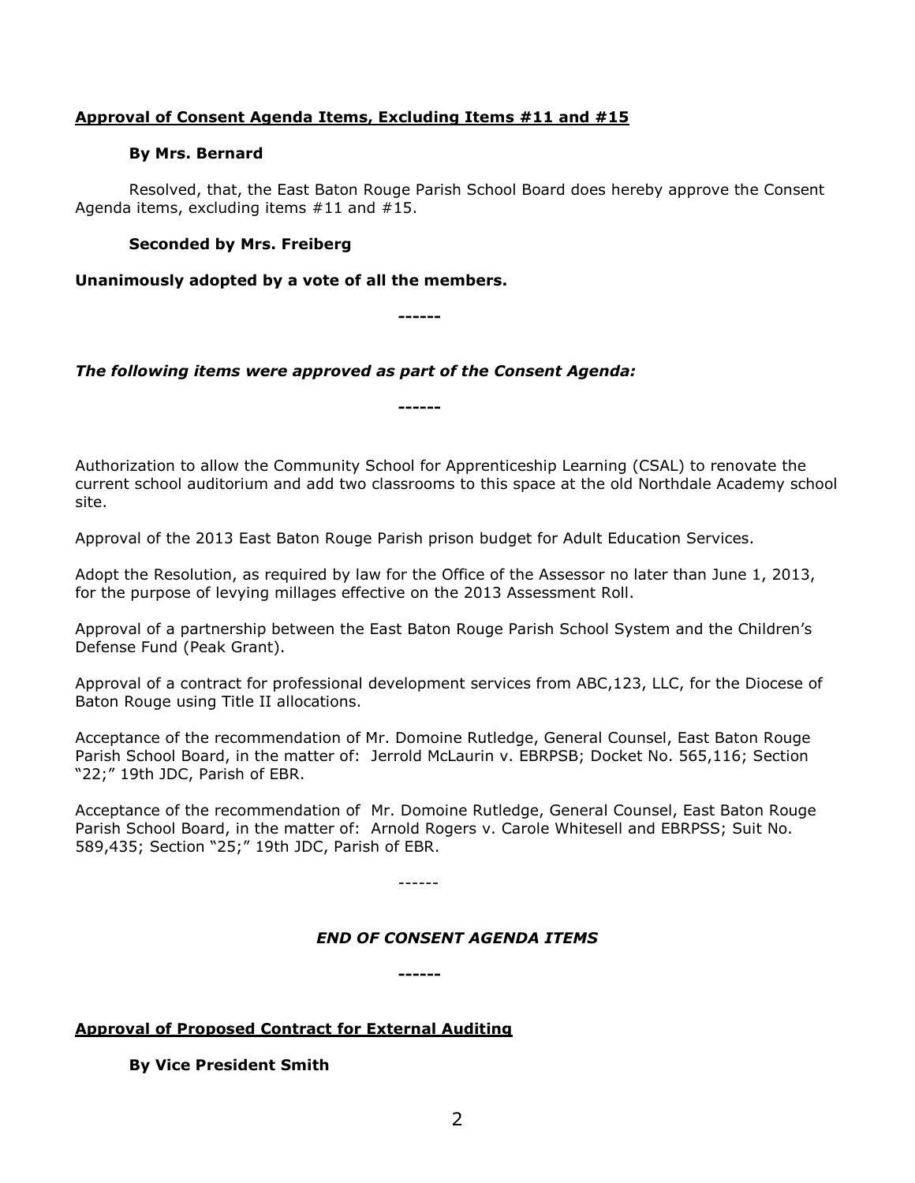**Approval of Consent Agenda Items, Excluding Items #11 and #15**

**By Mrs. Bernard**

Resolved, that, the East Baton Rouge Parish School Board does hereby approve the Consent Agenda items, excluding items #11 and #15.

**Seconded by Mrs. Freiberg**

**Unanimously adopted by a vote of all the members.**

**------**

***The following items were approved as part of the Consent Agenda:***

**------**

Authorization to allow the Community School for Apprenticeship Learning (CSAL) to renovate the current school auditorium and add two classrooms to this space at the old Northdale Academy school site.

Approval of the 2013 East Baton Rouge Parish prison budget for Adult Education Services.

Adopt the Resolution, as required by law for the Office of the Assessor no later than June 1, 2013, for the purpose of levying millages effective on the 2013 Assessment Roll.

Approval of a partnership between the East Baton Rouge Parish School System and the Children's Defense Fund (Peak Grant).

Approval of a contract for professional development services from ABC,123, LLC, for the Diocese of Baton Rouge using Title II allocations.

Acceptance of the recommendation of Mr. Domoine Rutledge, General Counsel, East Baton Rouge Parish School Board, in the matter of: Jerrold McLaurin v. EBRPSB; Docket No. 565,116; Section "22;" 19th JDC, Parish of EBR.

Acceptance of the recommendation of Mr. Domoine Rutledge, General Counsel, East Baton Rouge Parish School Board, in the matter of: Arnold Rogers v. Carole Whitesell and EBRPSS; Suit No. 589,435; Section "25;" 19th JDC, Parish of EBR.

------

***END OF CONSENT AGENDA ITEMS***

**------**

**Approval of Proposed Contract for External Auditing**

**By Vice President Smith**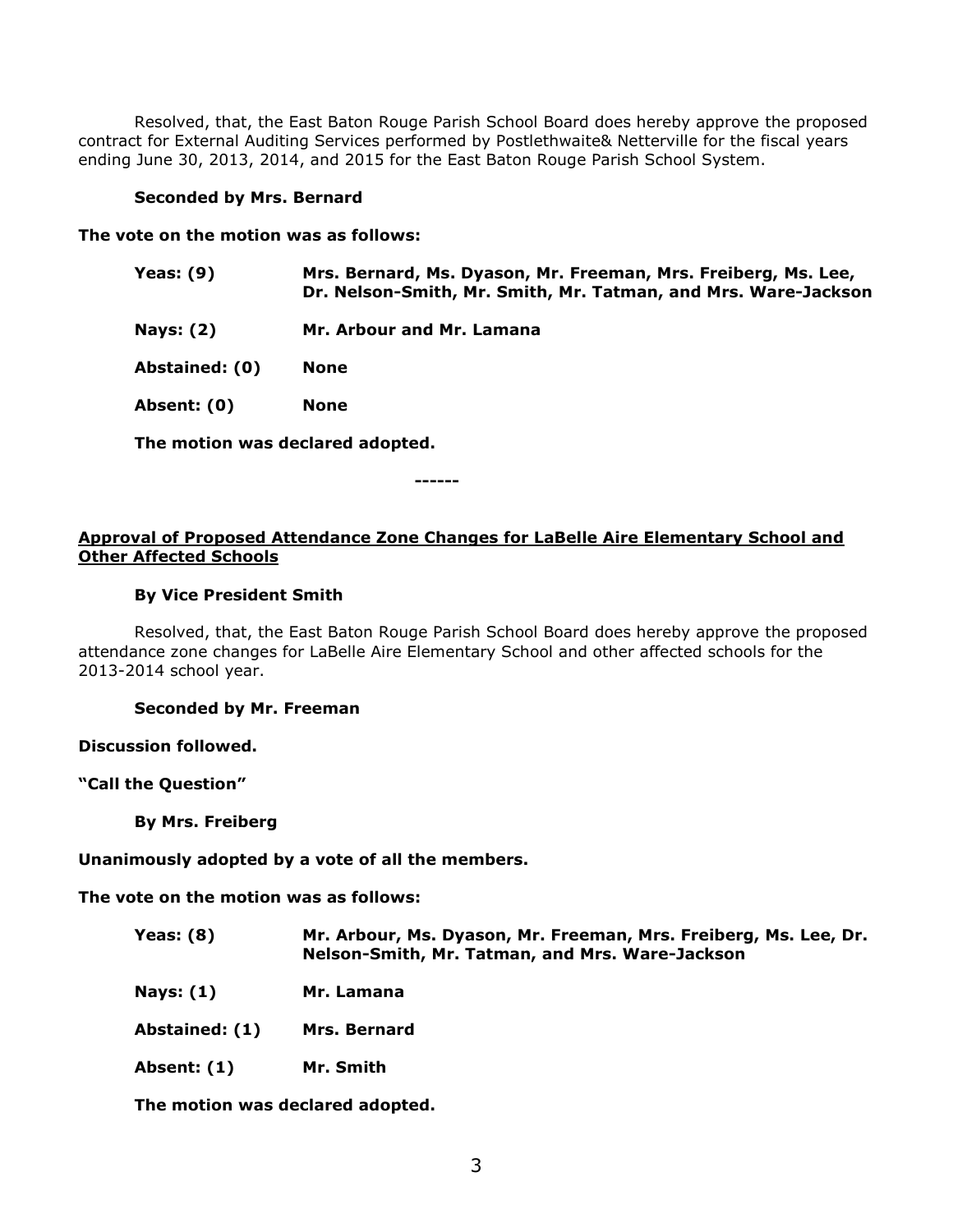Resolved, that, the East Baton Rouge Parish School Board does hereby approve the proposed contract for External Auditing Services performed by Postlethwaite& Netterville for the fiscal years ending June 30, 2013, 2014, and 2015 for the East Baton Rouge Parish School System.

**Seconded by Mrs. Bernard**

**The vote on the motion was as follows:**

| | |
|---|---|
| **Yeas: (9)** | **Mrs. Bernard, Ms. Dyason, Mr. Freeman, Mrs. Freiberg, Ms. Lee, Dr. Nelson-Smith, Mr. Smith, Mr. Tatman, and Mrs. Ware-Jackson** |
| **Nays: (2)** | **Mr. Arbour and Mr. Lamana** |
| **Abstained: (0)** | **None** |
| **Absent: (0)** | **None** |

**The motion was declared adopted.**

**------**

**Approval of Proposed Attendance Zone Changes for LaBelle Aire Elementary School and Other Affected Schools**

**By Vice President Smith**

Resolved, that, the East Baton Rouge Parish School Board does hereby approve the proposed attendance zone changes for LaBelle Aire Elementary School and other affected schools for the 2013-2014 school year.

**Seconded by Mr. Freeman**

**Discussion followed.**

**"Call the Question"**

**By Mrs. Freiberg**

**Unanimously adopted by a vote of all the members.**

**The vote on the motion was as follows:**

| | |
|---|---|
| **Yeas: (8)** | **Mr. Arbour, Ms. Dyason, Mr. Freeman, Mrs. Freiberg, Ms. Lee, Dr. Nelson-Smith, Mr. Tatman, and Mrs. Ware-Jackson** |
| **Nays: (1)** | **Mr. Lamana** |
| **Abstained: (1)** | **Mrs. Bernard** |
| **Absent: (1)** | **Mr. Smith** |

**The motion was declared adopted.**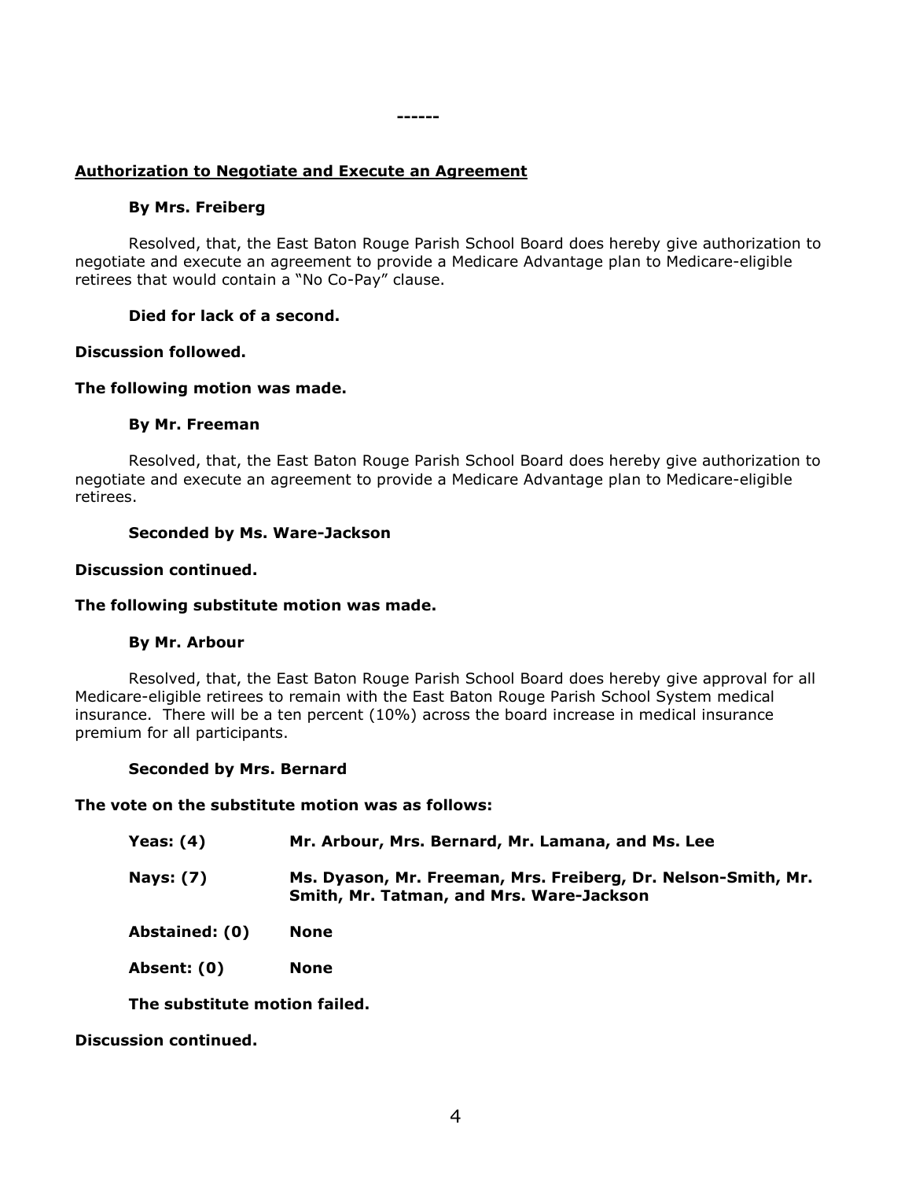------

**Authorization to Negotiate and Execute an Agreement**

**By Mrs. Freiberg**

Resolved, that, the East Baton Rouge Parish School Board does hereby give authorization to negotiate and execute an agreement to provide a Medicare Advantage plan to Medicare-eligible retirees that would contain a "No Co-Pay" clause.

**Died for lack of a second.**

**Discussion followed.**

**The following motion was made.**

**By Mr. Freeman**

Resolved, that, the East Baton Rouge Parish School Board does hereby give authorization to negotiate and execute an agreement to provide a Medicare Advantage plan to Medicare-eligible retirees.

**Seconded by Ms. Ware-Jackson**

**Discussion continued.**

**The following substitute motion was made.**

**By Mr. Arbour**

Resolved, that, the East Baton Rouge Parish School Board does hereby give approval for all Medicare-eligible retirees to remain with the East Baton Rouge Parish School System medical insurance. There will be a ten percent (10%) across the board increase in medical insurance premium for all participants.

**Seconded by Mrs. Bernard**

**The vote on the substitute motion was as follows:**

| | |
|---|---|
| **Yeas: (4)** | **Mr. Arbour, Mrs. Bernard, Mr. Lamana, and Ms. Lee** |
| **Nays: (7)** | **Ms. Dyason, Mr. Freeman, Mrs. Freiberg, Dr. Nelson-Smith, Mr. Smith, Mr. Tatman, and Mrs. Ware-Jackson** |
| **Abstained: (0)** | **None** |
| **Absent: (0)** | **None** |

**The substitute motion failed.**

**Discussion continued.**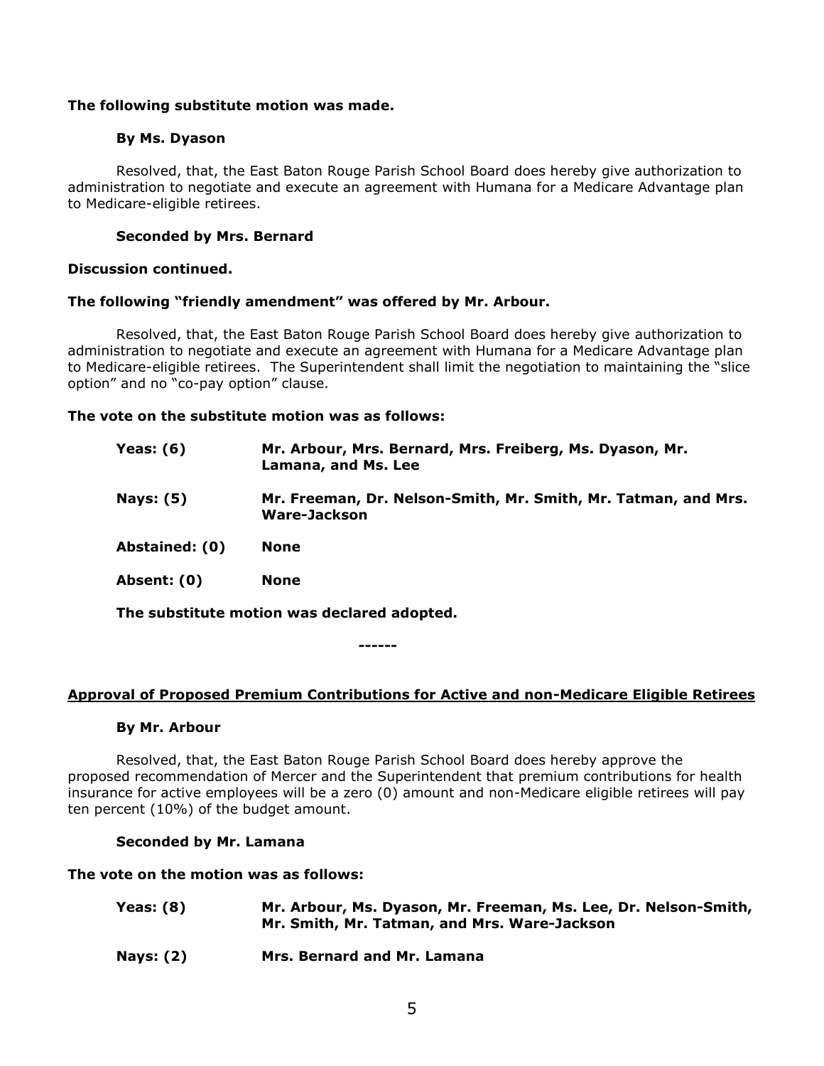**The following substitute motion was made.**

**By Ms. Dyason**

Resolved, that, the East Baton Rouge Parish School Board does hereby give authorization to administration to negotiate and execute an agreement with Humana for a Medicare Advantage plan to Medicare-eligible retirees.

**Seconded by Mrs. Bernard**

**Discussion continued.**

**The following "friendly amendment" was offered by Mr. Arbour.**

Resolved, that, the East Baton Rouge Parish School Board does hereby give authorization to administration to negotiate and execute an agreement with Humana for a Medicare Advantage plan to Medicare-eligible retirees. The Superintendent shall limit the negotiation to maintaining the "slice option" and no "co-pay option" clause.

**The vote on the substitute motion was as follows:**

| | |
|---|---|
| **Yeas: (6)** | **Mr. Arbour, Mrs. Bernard, Mrs. Freiberg, Ms. Dyason, Mr. Lamana, and Ms. Lee** |
| **Nays: (5)** | **Mr. Freeman, Dr. Nelson-Smith, Mr. Smith, Mr. Tatman, and Mrs. Ware-Jackson** |
| **Abstained: (0)** | **None** |
| **Absent: (0)** | **None** |

**The substitute motion was declared adopted.**

**------**

**<u>Approval of Proposed Premium Contributions for Active and non-Medicare Eligible Retirees</u>**

**By Mr. Arbour**

Resolved, that, the East Baton Rouge Parish School Board does hereby approve the proposed recommendation of Mercer and the Superintendent that premium contributions for health insurance for active employees will be a zero (0) amount and non-Medicare eligible retirees will pay ten percent (10%) of the budget amount.

**Seconded by Mr. Lamana**

**The vote on the motion was as follows:**

| | |
|---|---|
| **Yeas: (8)** | **Mr. Arbour, Ms. Dyason, Mr. Freeman, Ms. Lee, Dr. Nelson-Smith, Mr. Smith, Mr. Tatman, and Mrs. Ware-Jackson** |
| **Nays: (2)** | **Mrs. Bernard and Mr. Lamana** |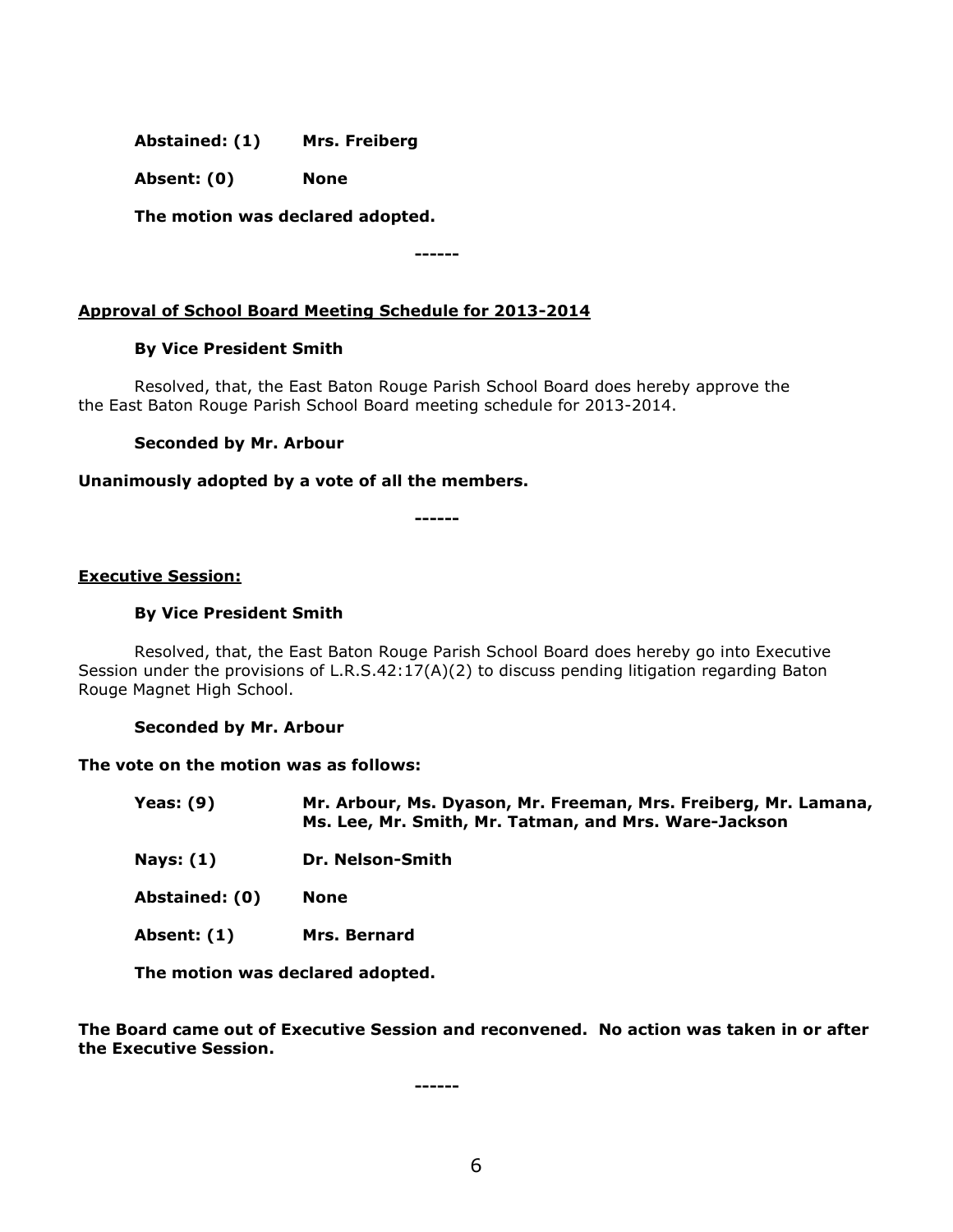**Abstained: (1)** **Mrs. Freiberg**

**Absent: (0)** **None**

**The motion was declared adopted.**

------

**Approval of School Board Meeting Schedule for 2013-2014**

**By Vice President Smith**

Resolved, that, the East Baton Rouge Parish School Board does hereby approve the the East Baton Rouge Parish School Board meeting schedule for 2013-2014.

**Seconded by Mr. Arbour**

**Unanimously adopted by a vote of all the members.**

------

**Executive Session:**

**By Vice President Smith**

Resolved, that, the East Baton Rouge Parish School Board does hereby go into Executive Session under the provisions of L.R.S.42:17(A)(2) to discuss pending litigation regarding Baton Rouge Magnet High School.

**Seconded by Mr. Arbour**

**The vote on the motion was as follows:**

**Yeas: (9)** **Mr. Arbour, Ms. Dyason, Mr. Freeman, Mrs. Freiberg, Mr. Lamana, Ms. Lee, Mr. Smith, Mr. Tatman, and Mrs. Ware-Jackson**

**Nays: (1)** **Dr. Nelson-Smith**

**Abstained: (0)** **None**

**Absent: (1)** **Mrs. Bernard**

**The motion was declared adopted.**

**The Board came out of Executive Session and reconvened. No action was taken in or after the Executive Session.**

------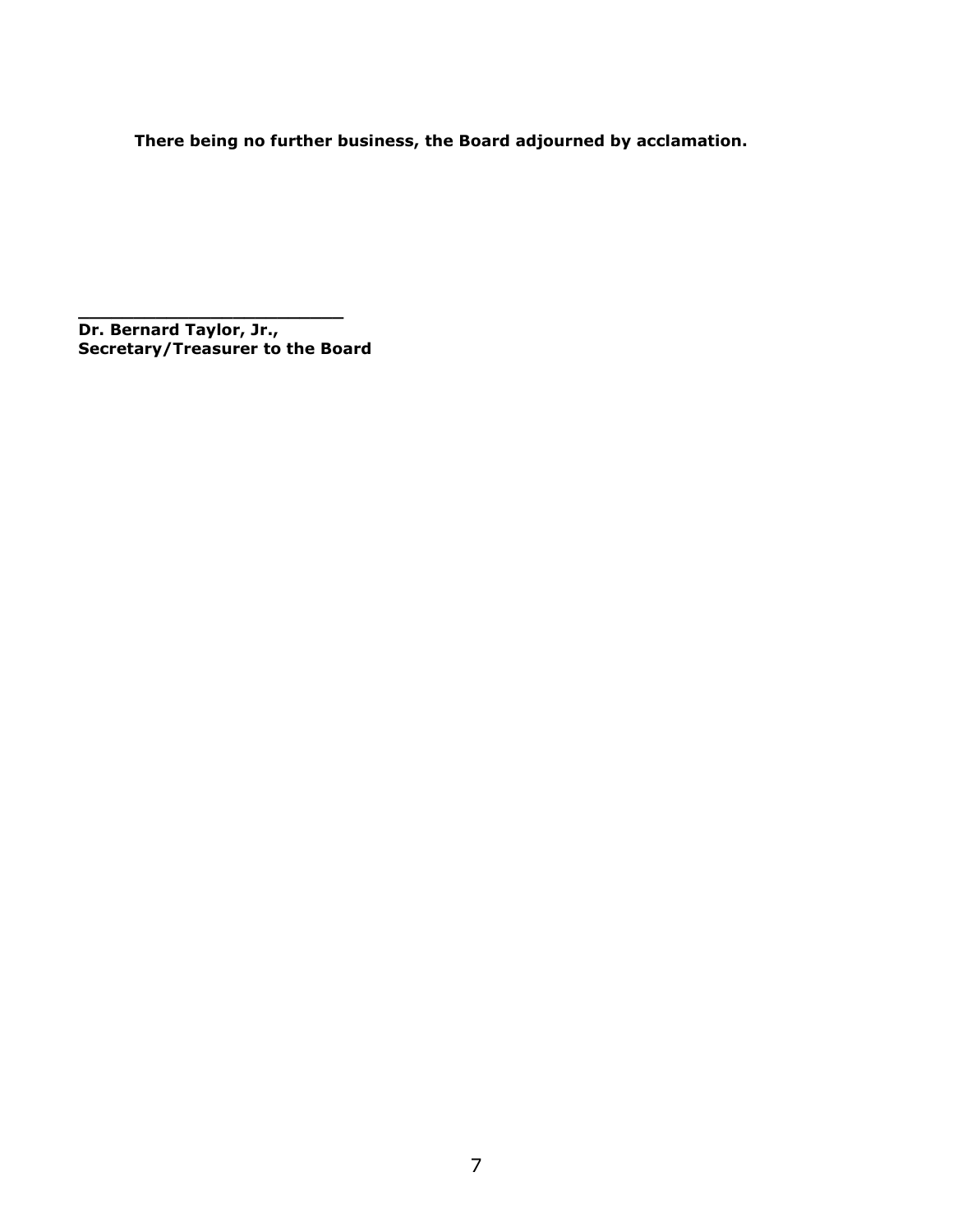**There being no further business, the Board adjourned by acclamation.**

_________________________

**Dr. Bernard Taylor, Jr.,**
**Secretary/Treasurer to the Board**